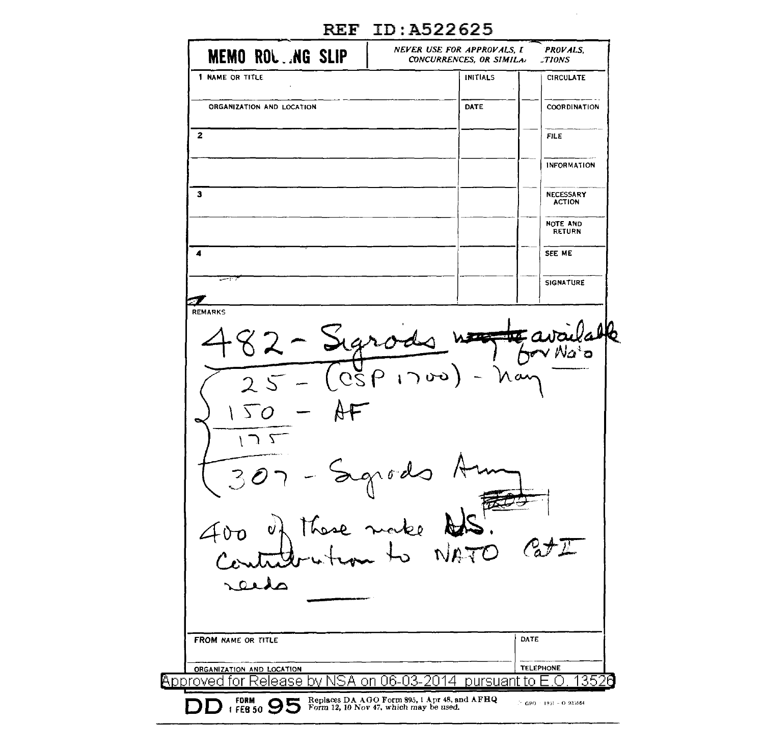REF ID:A522625

**MEMO ROU..NG SLIP** — *NEVER USE FOR APPROVALS, [...] PROVALS, CONCURRENCES, OR SIMILA[...] [...]TIONS*

| NAME OR TITLE | INITIALS | | |
|---|---|---|---|
| 1 | | | CIRCULATE |
| ORGANIZATION AND LOCATION | DATE | | COORDINATION |
| 2 | | | FILE |
| | | | INFORMATION |
| 3 | | | NECESSARY ACTION |
| | | | NOTE AND RETURN |
| 4 | | | SEE ME |
| | | | SIGNATURE |

REMARKS

482 - Sigrods ~~may be~~ available for Nato

25 - (CSP 1700) - Navy
150 - AF
175
307 - Sigrods Army

400 of these make US. Contribution to NATO Cat I needs

FROM NAME OR TITLE | DATE

ORGANIZATION AND LOCATION | TELEPHONE

Approved for Release by NSA on 06-03-2014 pursuant to E.O. 13526

DD FORM 1 FEB 50 95 Replaces DA AGO Form 895, 1 Apr 48, and AFHQ Form 12, 10 Nov 47, which may be used.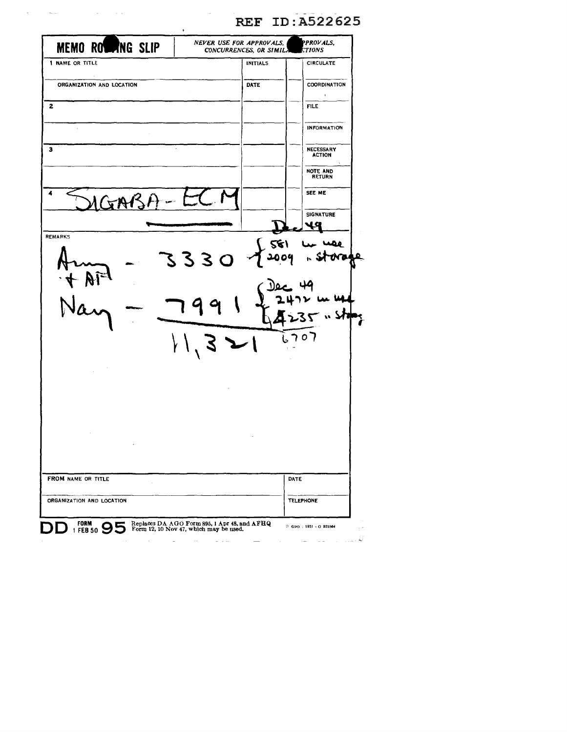REF ID:A522625

**MEMO RO[obscured]NG SLIP**

*NEVER USE FOR APPROVALS, [obscured]PPROVALS, CONCURRENCES, OR SIMILA[obscured]CTIONS*

| | INITIALS | | |
|---|---|---|---|
| 1 NAME OR TITLE | INITIALS | | CIRCULATE |
| ORGANIZATION AND LOCATION | DATE | | COORDINATION |
| 2 | | | FILE |
| | | | INFORMATION |
| 3 | | | NECESSARY ACTION |
| | | | NOTE AND RETURN |
| 4 SIGABA - ECM | | | SEE ME |
| | | | SIGNATURE |

Dec 49

REMARKS

Army + AF - 3330 { 581 in use, 2009 " storage }

Dec 49

Navy - 7991 { 2472 in use, 4235 " storag }

11,321 6707

| | |
|---|---|
| FROM NAME OR TITLE | DATE |
| ORGANIZATION AND LOCATION | TELEPHONE |

DD FORM 1 FEB 50 95 Replaces DA AGO Form 895, 1 Apr 48, and AFHQ Form 12, 10 Nov 47, which may be used.

GPO : 1951 - O 925564